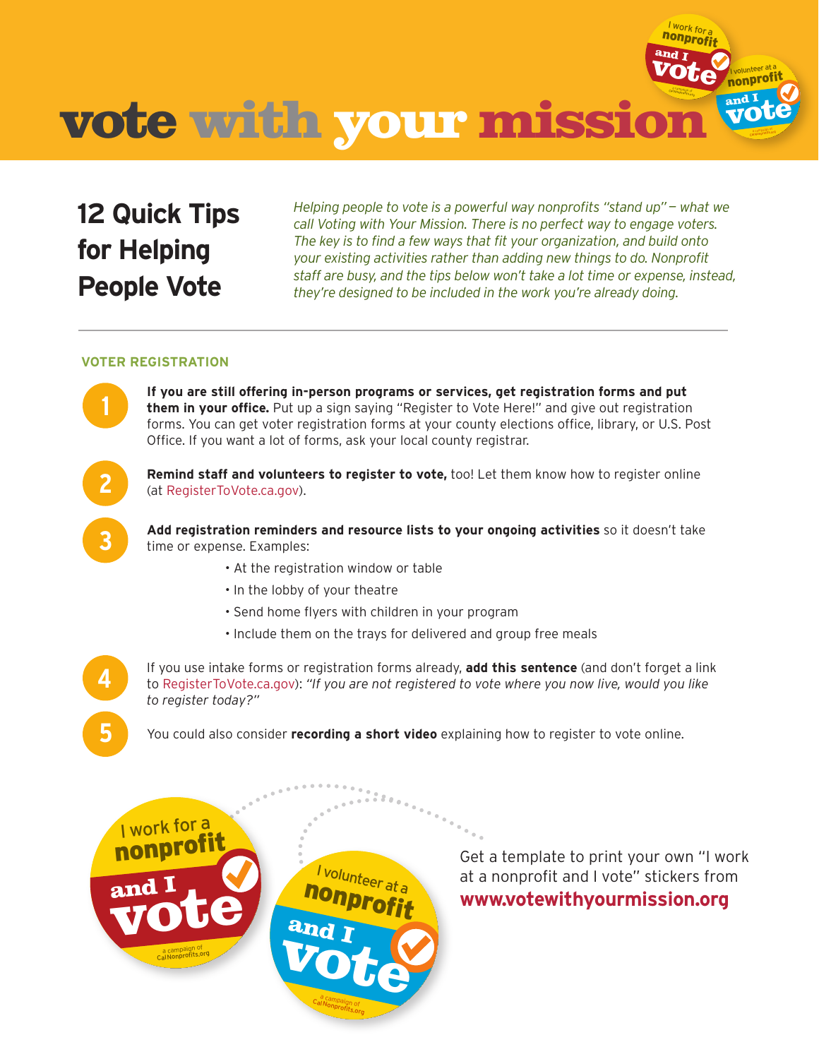# vote with your mission

## 12 Quick Tips for Helping People Vote

*Helping people to vote is a powerful way nonprofits "stand up"— what we call Voting with Your Mission. There is no perfect way to engage voters. The key is to find a few ways that fit your organization, and build onto your existing activities rather than adding new things to do. Nonprofit staff are busy, and the tips below won't take a lot time or expense, instead, they're designed to be included in the work you're already doing.*

### VOTER REGISTRATION

1. **If you are still offering in-person programs or services, get registration forms and put them in your office.** Put up a sign saying "Register to Vote Here!" and give out registration forms. You can get voter registration forms at your county elections office, library, or U.S. Post Office. If you want a lot of forms, ask your local county registrar.

2. **Remind staff and volunteers to register to vote,** too! Let them know how to register online (at RegisterToVote.ca.gov).

3. **Add registration reminders and resource lists to your ongoing activities** so it doesn't take time or expense. Examples:
   - At the registration window or table
   - In the lobby of your theatre
   - Send home flyers with children in your program
   - Include them on the trays for delivered and group free meals

4. If you use intake forms or registration forms already, **add this sentence** (and don't forget a link to RegisterToVote.ca.gov): *"If you are not registered to vote where you now live, would you like to register today?"*

5. You could also consider **recording a short video** explaining how to register to vote online.

Get a template to print your own "I work at a nonprofit and I vote" stickers from **www.votewithyourmission.org**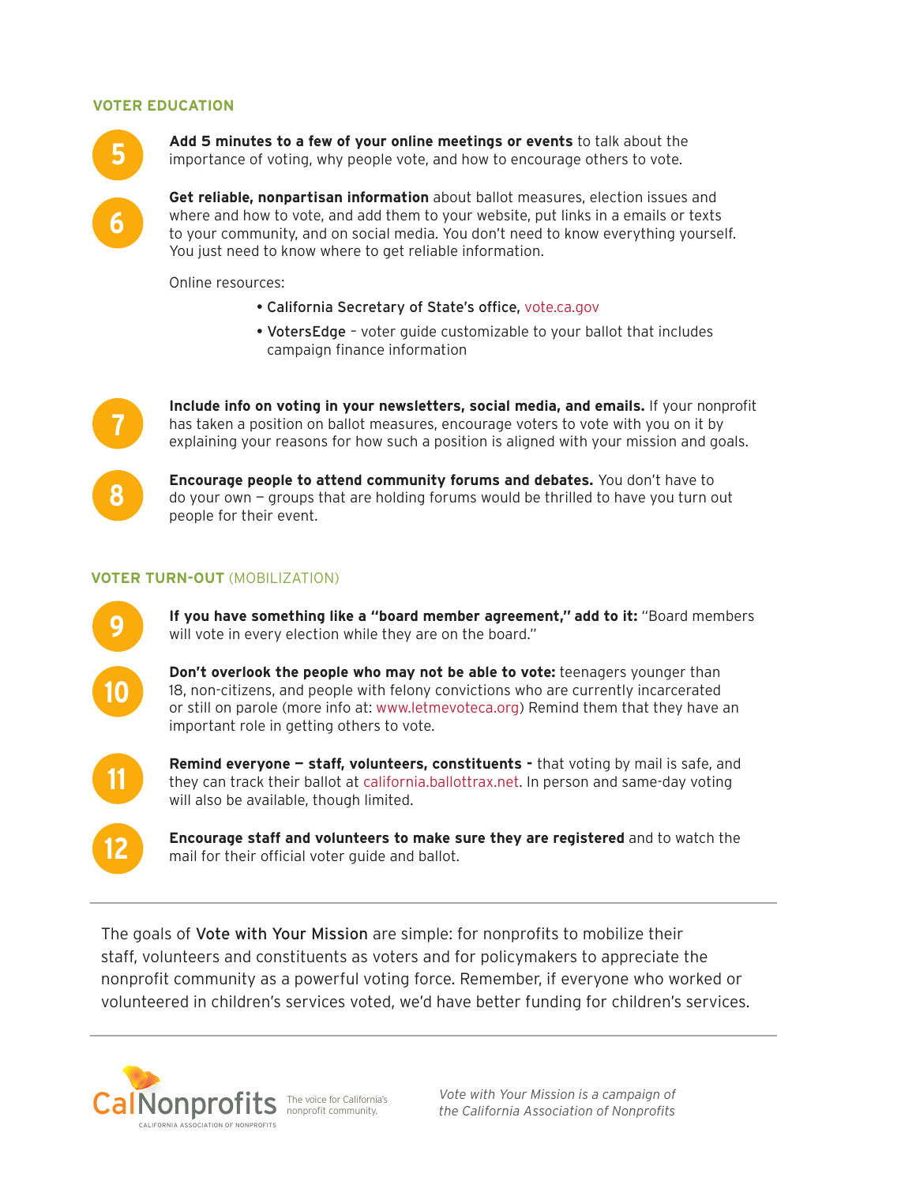## VOTER EDUCATION

5. **Add 5 minutes to a few of your online meetings or events** to talk about the importance of voting, why people vote, and how to encourage others to vote.

6. **Get reliable, nonpartisan information** about ballot measures, election issues and where and how to vote, and add them to your website, put links in a emails or texts to your community, and on social media. You don't need to know everything yourself. You just need to know where to get reliable information.

   Online resources:

   - California Secretary of State's office, vote.ca.gov
   - VotersEdge – voter guide customizable to your ballot that includes campaign finance information

7. **Include info on voting in your newsletters, social media, and emails.** If your nonprofit has taken a position on ballot measures, encourage voters to vote with you on it by explaining your reasons for how such a position is aligned with your mission and goals.

8. **Encourage people to attend community forums and debates.** You don't have to do your own – groups that are holding forums would be thrilled to have you turn out people for their event.

## VOTER TURN-OUT (MOBILIZATION)

9. **If you have something like a "board member agreement," add to it:** "Board members will vote in every election while they are on the board."

10. **Don't overlook the people who may not be able to vote:** teenagers younger than 18, non-citizens, and people with felony convictions who are currently incarcerated or still on parole (more info at: www.letmevoteca.org) Remind them that they have an important role in getting others to vote.

11. **Remind everyone – staff, volunteers, constituents -** that voting by mail is safe, and they can track their ballot at california.ballottrax.net. In person and same-day voting will also be available, though limited.

12. **Encourage staff and volunteers to make sure they are registered** and to watch the mail for their official voter guide and ballot.

---

The goals of **Vote with Your Mission** are simple: for nonprofits to mobilize their staff, volunteers and constituents as voters and for policymakers to appreciate the nonprofit community as a powerful voting force. Remember, if everyone who worked or volunteered in children's services voted, we'd have better funding for children's services.

---

CalNonprofits
CALIFORNIA ASSOCIATION OF NONPROFITS
The voice for California's nonprofit community.

*Vote with Your Mission is a campaign of the California Association of Nonprofits*